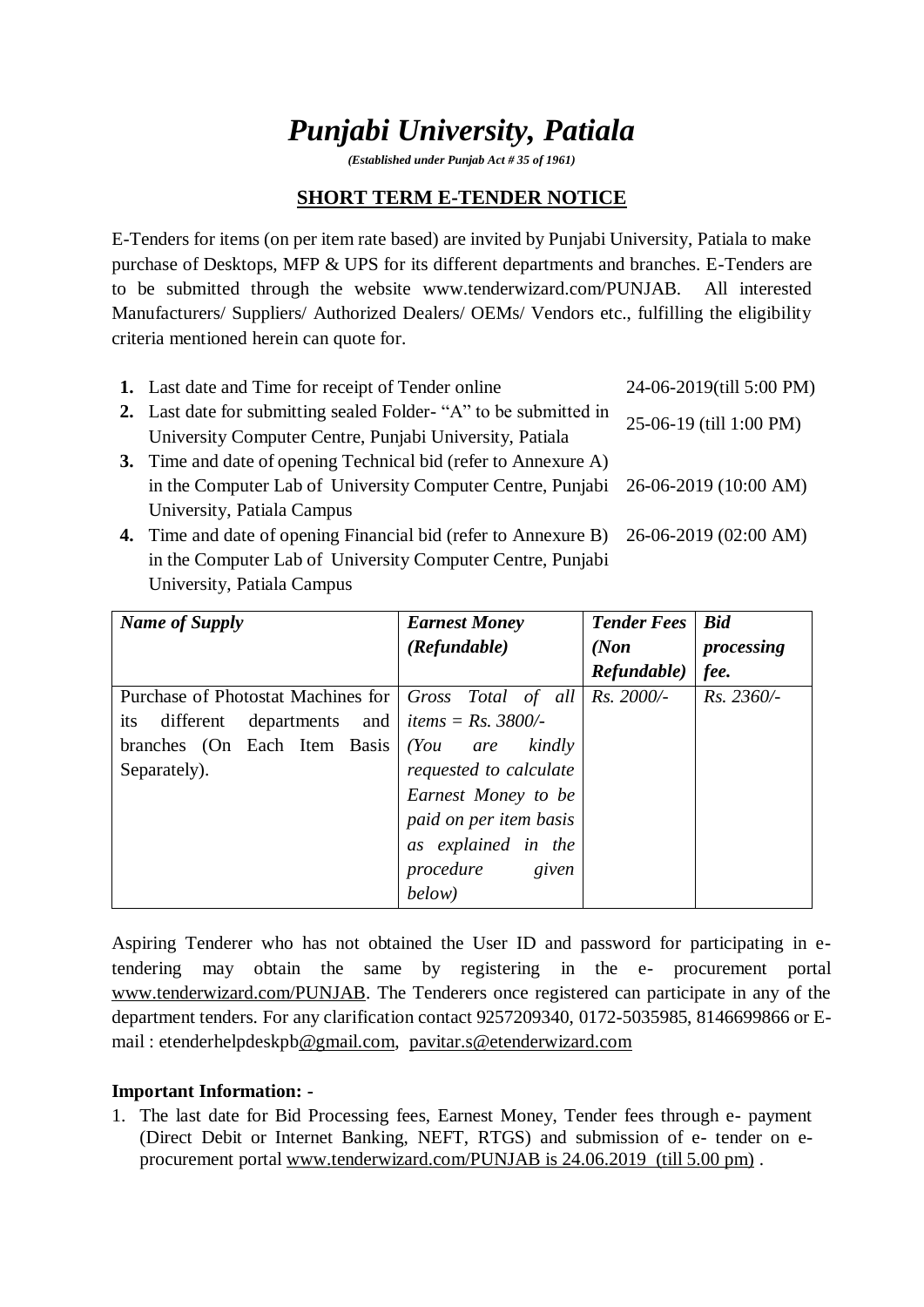# *Punjabi University, Patiala*

***(Established under Punjab Act # 35 of 1961)***

## SHORT TERM E-TENDER NOTICE

E-Tenders for items (on per item rate based) are invited by Punjabi University, Patiala to make purchase of Desktops, MFP & UPS for its different departments and branches. E-Tenders are to be submitted through the website www.tenderwizard.com/PUNJAB. All interested Manufacturers/ Suppliers/ Authorized Dealers/ OEMs/ Vendors etc., fulfilling the eligibility criteria mentioned herein can quote for.

| | | |
|---|---|---|
| **1.** | Last date and Time for receipt of Tender online | 24-06-2019(till 5:00 PM) |
| **2.** | Last date for submitting sealed Folder- "A" to be submitted in University Computer Centre, Punjabi University, Patiala | 25-06-19 (till 1:00 PM) |
| **3.** | Time and date of opening Technical bid (refer to Annexure A) in the Computer Lab of University Computer Centre, Punjabi University, Patiala Campus | 26-06-2019 (10:00 AM) |
| **4.** | Time and date of opening Financial bid (refer to Annexure B) in the Computer Lab of University Computer Centre, Punjabi University, Patiala Campus | 26-06-2019 (02:00 AM) |

| ***Name of Supply*** | ***Earnest Money (Refundable)*** | ***Tender Fees (Non Refundable)*** | ***Bid processing fee.*** |
|---|---|---|---|
| Purchase of Photostat Machines for its different departments and branches (On Each Item Basis Separately). | *Gross Total of all items = Rs. 3800/- (You are kindly requested to calculate Earnest Money to be paid on per item basis as explained in the procedure given below)* | *Rs. 2000/-* | *Rs. 2360/-* |

Aspiring Tenderer who has not obtained the User ID and password for participating in e-tendering may obtain the same by registering in the e- procurement portal www.tenderwizard.com/PUNJAB. The Tenderers once registered can participate in any of the department tenders. For any clarification contact 9257209340, 0172-5035985, 8146699866 or E-mail : etenderhelpdeskpb@gmail.com, pavitar.s@etenderwizard.com

**Important Information: -**

1. The last date for Bid Processing fees, Earnest Money, Tender fees through e- payment (Direct Debit or Internet Banking, NEFT, RTGS) and submission of e- tender on e-procurement portal www.tenderwizard.com/PUNJAB is 24.06.2019 (till 5.00 pm) .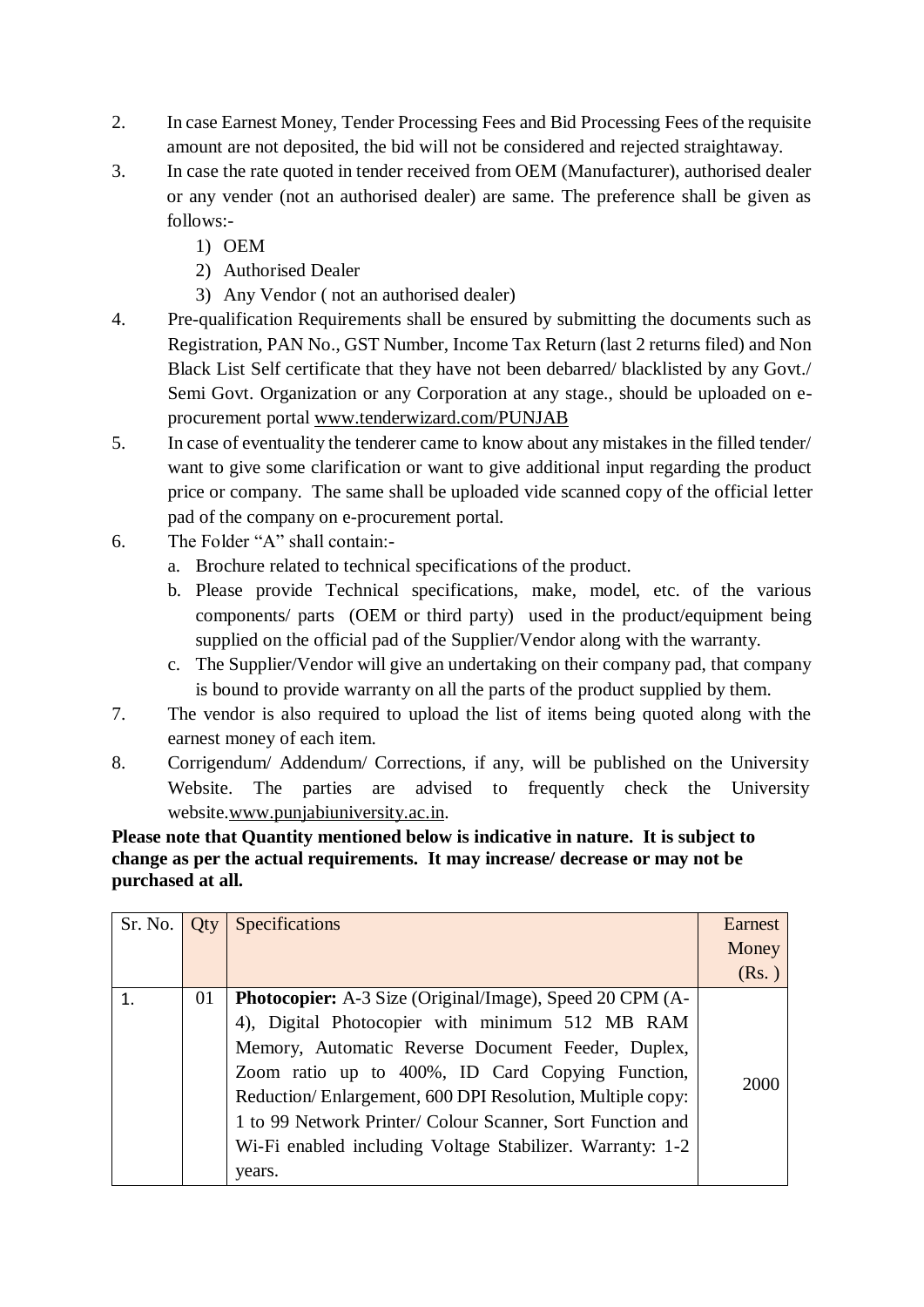2. In case Earnest Money, Tender Processing Fees and Bid Processing Fees of the requisite amount are not deposited, the bid will not be considered and rejected straightaway.
3. In case the rate quoted in tender received from OEM (Manufacturer), authorised dealer or any vender (not an authorised dealer) are same. The preference shall be given as follows:-
   1) OEM
   2) Authorised Dealer
   3) Any Vendor ( not an authorised dealer)
4. Pre-qualification Requirements shall be ensured by submitting the documents such as Registration, PAN No., GST Number, Income Tax Return (last 2 returns filed) and Non Black List Self certificate that they have not been debarred/ blacklisted by any Govt./ Semi Govt. Organization or any Corporation at any stage., should be uploaded on e-procurement portal www.tenderwizard.com/PUNJAB
5. In case of eventuality the tenderer came to know about any mistakes in the filled tender/ want to give some clarification or want to give additional input regarding the product price or company. The same shall be uploaded vide scanned copy of the official letter pad of the company on e-procurement portal.
6. The Folder "A" shall contain:-
   a. Brochure related to technical specifications of the product.
   b. Please provide Technical specifications, make, model, etc. of the various components/ parts (OEM or third party) used in the product/equipment being supplied on the official pad of the Supplier/Vendor along with the warranty.
   c. The Supplier/Vendor will give an undertaking on their company pad, that company is bound to provide warranty on all the parts of the product supplied by them.
7. The vendor is also required to upload the list of items being quoted along with the earnest money of each item.
8. Corrigendum/ Addendum/ Corrections, if any, will be published on the University Website. The parties are advised to frequently check the University website.www.punjabiuniversity.ac.in.

**Please note that Quantity mentioned below is indicative in nature. It is subject to change as per the actual requirements. It may increase/ decrease or may not be purchased at all.**

| Sr. No. | Qty | Specifications | Earnest Money (Rs. ) |
|---|---|---|---|
| 1. | 01 | **Photocopier:** A-3 Size (Original/Image), Speed 20 CPM (A-4), Digital Photocopier with minimum 512 MB RAM Memory, Automatic Reverse Document Feeder, Duplex, Zoom ratio up to 400%, ID Card Copying Function, Reduction/ Enlargement, 600 DPI Resolution, Multiple copy: 1 to 99 Network Printer/ Colour Scanner, Sort Function and Wi-Fi enabled including Voltage Stabilizer. Warranty: 1-2 years. | 2000 |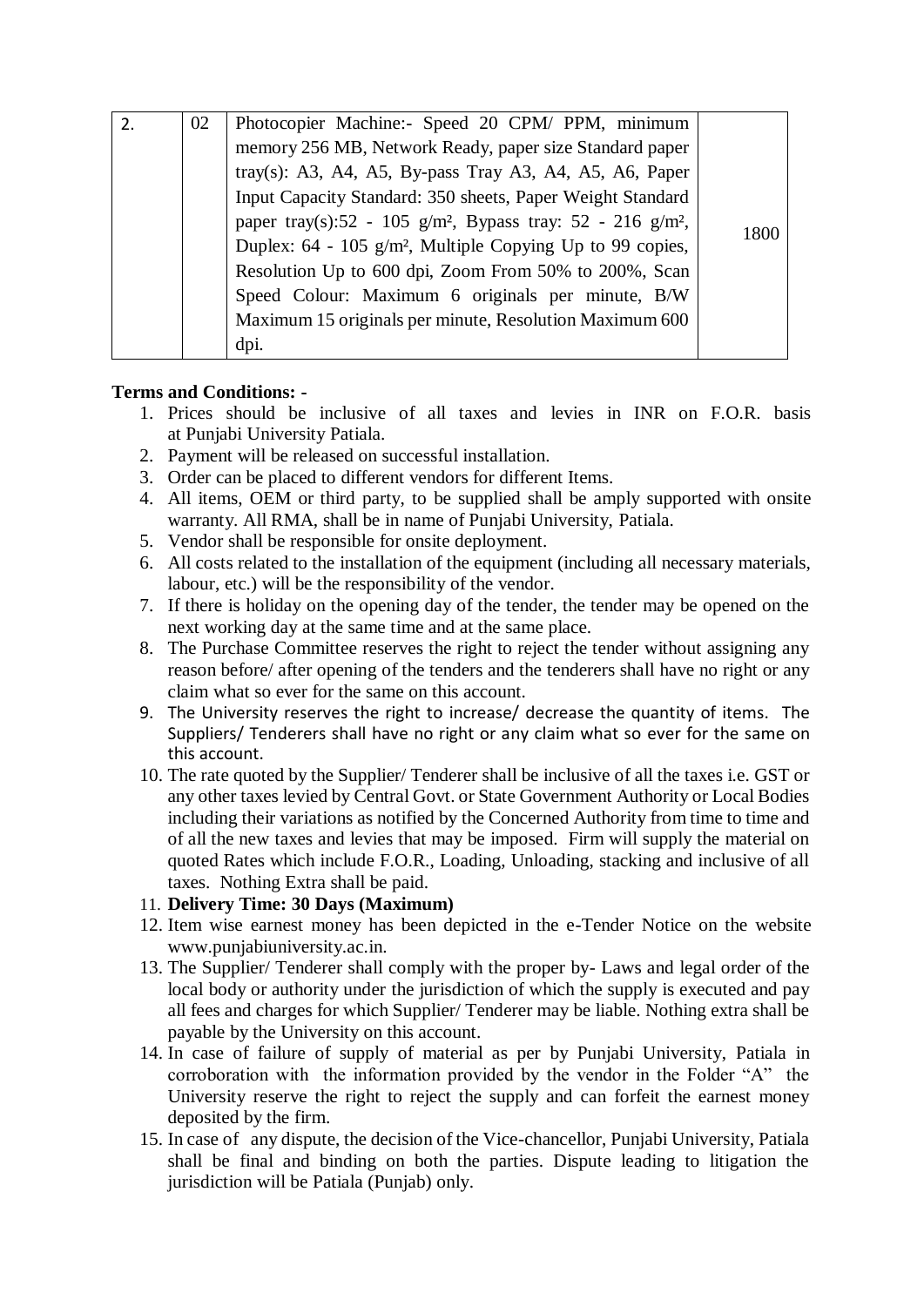| 2. | 02 | Photocopier Machine:- Speed 20 CPM/ PPM, minimum memory 256 MB, Network Ready, paper size Standard paper tray(s): A3, A4, A5, By-pass Tray A3, A4, A5, A6, Paper Input Capacity Standard: 350 sheets, Paper Weight Standard paper tray(s):52 - 105 g/m², Bypass tray: 52 - 216 g/m², Duplex: 64 - 105 g/m², Multiple Copying Up to 99 copies, Resolution Up to 600 dpi, Zoom From 50% to 200%, Scan Speed Colour: Maximum 6 originals per minute, B/W Maximum 15 originals per minute, Resolution Maximum 600 dpi. | 1800 |
|---|---|---|---|

**Terms and Conditions: -**

1. Prices should be inclusive of all taxes and levies in INR on F.O.R. basis at Punjabi University Patiala.
2. Payment will be released on successful installation.
3. Order can be placed to different vendors for different Items.
4. All items, OEM or third party, to be supplied shall be amply supported with onsite warranty. All RMA, shall be in name of Punjabi University, Patiala.
5. Vendor shall be responsible for onsite deployment.
6. All costs related to the installation of the equipment (including all necessary materials, labour, etc.) will be the responsibility of the vendor.
7. If there is holiday on the opening day of the tender, the tender may be opened on the next working day at the same time and at the same place.
8. The Purchase Committee reserves the right to reject the tender without assigning any reason before/ after opening of the tenders and the tenderers shall have no right or any claim what so ever for the same on this account.
9. The University reserves the right to increase/ decrease the quantity of items. The Suppliers/ Tenderers shall have no right or any claim what so ever for the same on this account.
10. The rate quoted by the Supplier/ Tenderer shall be inclusive of all the taxes i.e. GST or any other taxes levied by Central Govt. or State Government Authority or Local Bodies including their variations as notified by the Concerned Authority from time to time and of all the new taxes and levies that may be imposed. Firm will supply the material on quoted Rates which include F.O.R., Loading, Unloading, stacking and inclusive of all taxes. Nothing Extra shall be paid.
11. **Delivery Time: 30 Days (Maximum)**
12. Item wise earnest money has been depicted in the e-Tender Notice on the website www.punjabiuniversity.ac.in.
13. The Supplier/ Tenderer shall comply with the proper by- Laws and legal order of the local body or authority under the jurisdiction of which the supply is executed and pay all fees and charges for which Supplier/ Tenderer may be liable. Nothing extra shall be payable by the University on this account.
14. In case of failure of supply of material as per by Punjabi University, Patiala in corroboration with the information provided by the vendor in the Folder "A" the University reserve the right to reject the supply and can forfeit the earnest money deposited by the firm.
15. In case of any dispute, the decision of the Vice-chancellor, Punjabi University, Patiala shall be final and binding on both the parties. Dispute leading to litigation the jurisdiction will be Patiala (Punjab) only.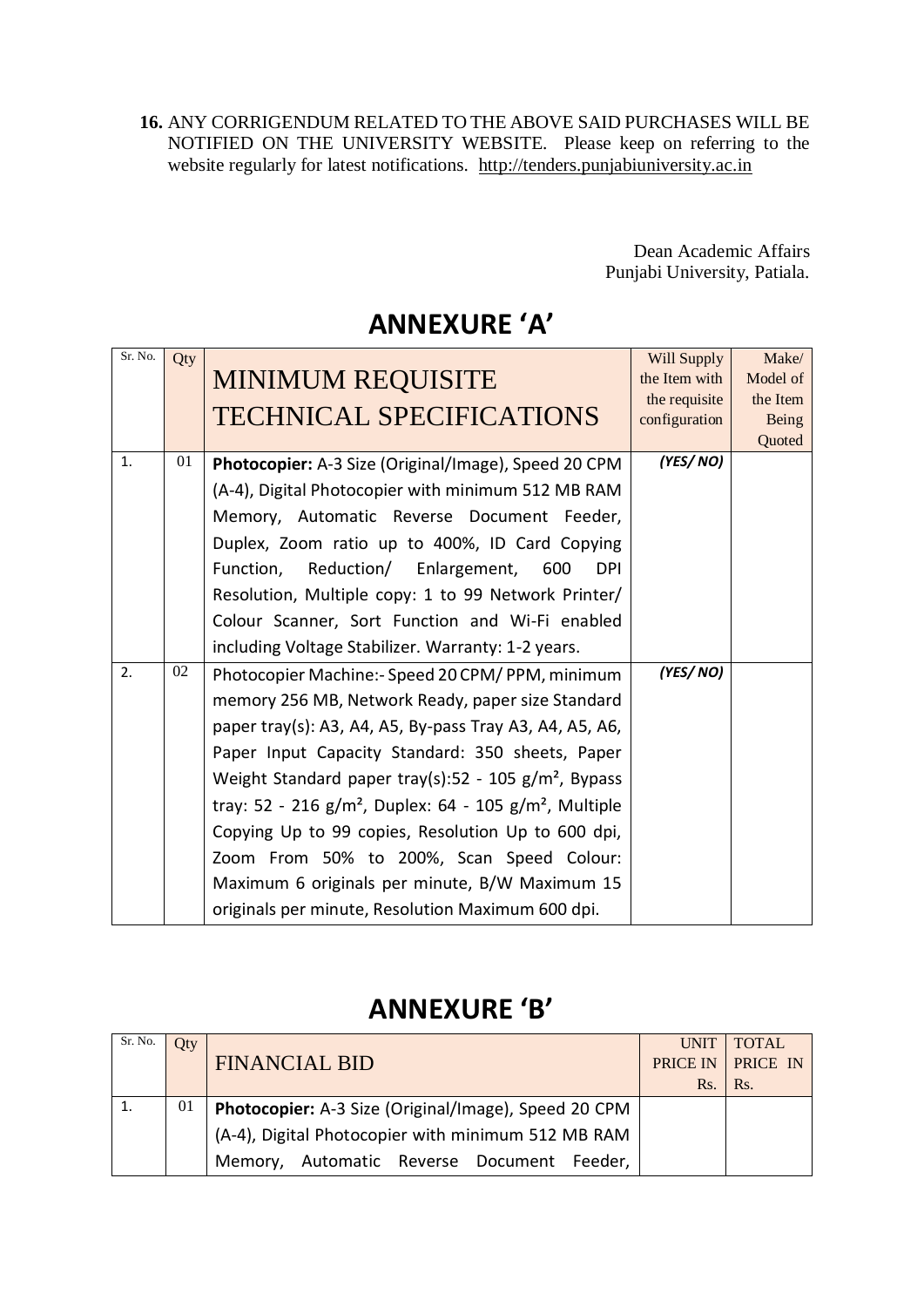**16.** ANY CORRIGENDUM RELATED TO THE ABOVE SAID PURCHASES WILL BE NOTIFIED ON THE UNIVERSITY WEBSITE. Please keep on referring to the website regularly for latest notifications. http://tenders.punjabiuniversity.ac.in

Dean Academic Affairs
Punjabi University, Patiala.

# ANNEXURE 'A'

| Sr. No. | Qty | MINIMUM REQUISITE TECHNICAL SPECIFICATIONS | Will Supply the Item with the requisite configuration | Make/ Model of the Item Being Quoted |
|---|---|---|---|---|
| 1. | 01 | **Photocopier:** A-3 Size (Original/Image), Speed 20 CPM (A-4), Digital Photocopier with minimum 512 MB RAM Memory, Automatic Reverse Document Feeder, Duplex, Zoom ratio up to 400%, ID Card Copying Function, Reduction/ Enlargement, 600 DPI Resolution, Multiple copy: 1 to 99 Network Printer/ Colour Scanner, Sort Function and Wi-Fi enabled including Voltage Stabilizer. Warranty: 1-2 years. | *(YES/ NO)* | |
| 2. | 02 | Photocopier Machine:- Speed 20 CPM/ PPM, minimum memory 256 MB, Network Ready, paper size Standard paper tray(s): A3, A4, A5, By-pass Tray A3, A4, A5, A6, Paper Input Capacity Standard: 350 sheets, Paper Weight Standard paper tray(s):52 - 105 g/m², Bypass tray: 52 - 216 g/m², Duplex: 64 - 105 g/m², Multiple Copying Up to 99 copies, Resolution Up to 600 dpi, Zoom From 50% to 200%, Scan Speed Colour: Maximum 6 originals per minute, B/W Maximum 15 originals per minute, Resolution Maximum 600 dpi. | *(YES/ NO)* | |

# ANNEXURE 'B'

| Sr. No. | Qty | FINANCIAL BID | UNIT PRICE IN Rs. | TOTAL PRICE IN Rs. |
|---|---|---|---|---|
| 1. | 01 | **Photocopier:** A-3 Size (Original/Image), Speed 20 CPM (A-4), Digital Photocopier with minimum 512 MB RAM Memory, Automatic Reverse Document Feeder, | | |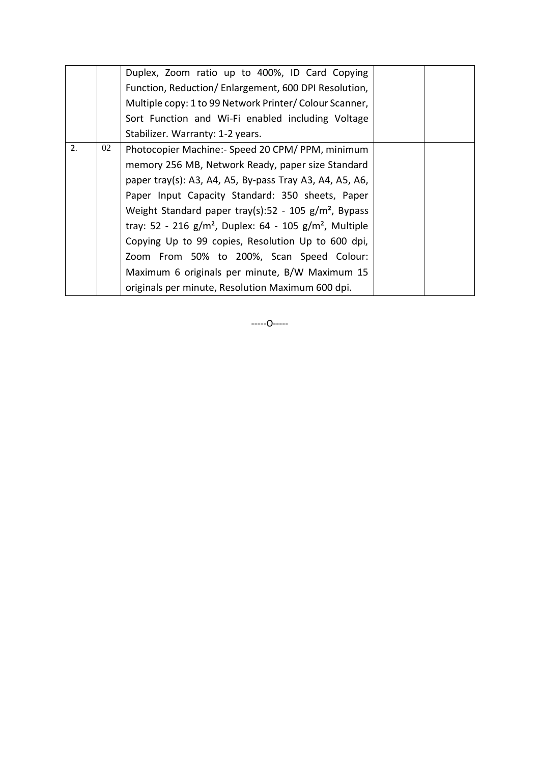| | | | | |
|---|---|---|---|---|
| | | Duplex, Zoom ratio up to 400%, ID Card Copying Function, Reduction/ Enlargement, 600 DPI Resolution, Multiple copy: 1 to 99 Network Printer/ Colour Scanner, Sort Function and Wi-Fi enabled including Voltage Stabilizer. Warranty: 1-2 years. | | |
| 2. | 02 | Photocopier Machine:- Speed 20 CPM/ PPM, minimum memory 256 MB, Network Ready, paper size Standard paper tray(s): A3, A4, A5, By-pass Tray A3, A4, A5, A6, Paper Input Capacity Standard: 350 sheets, Paper Weight Standard paper tray(s):52 - 105 g/m², Bypass tray: 52 - 216 g/m², Duplex: 64 - 105 g/m², Multiple Copying Up to 99 copies, Resolution Up to 600 dpi, Zoom From 50% to 200%, Scan Speed Colour: Maximum 6 originals per minute, B/W Maximum 15 originals per minute, Resolution Maximum 600 dpi. | | |

-----O-----